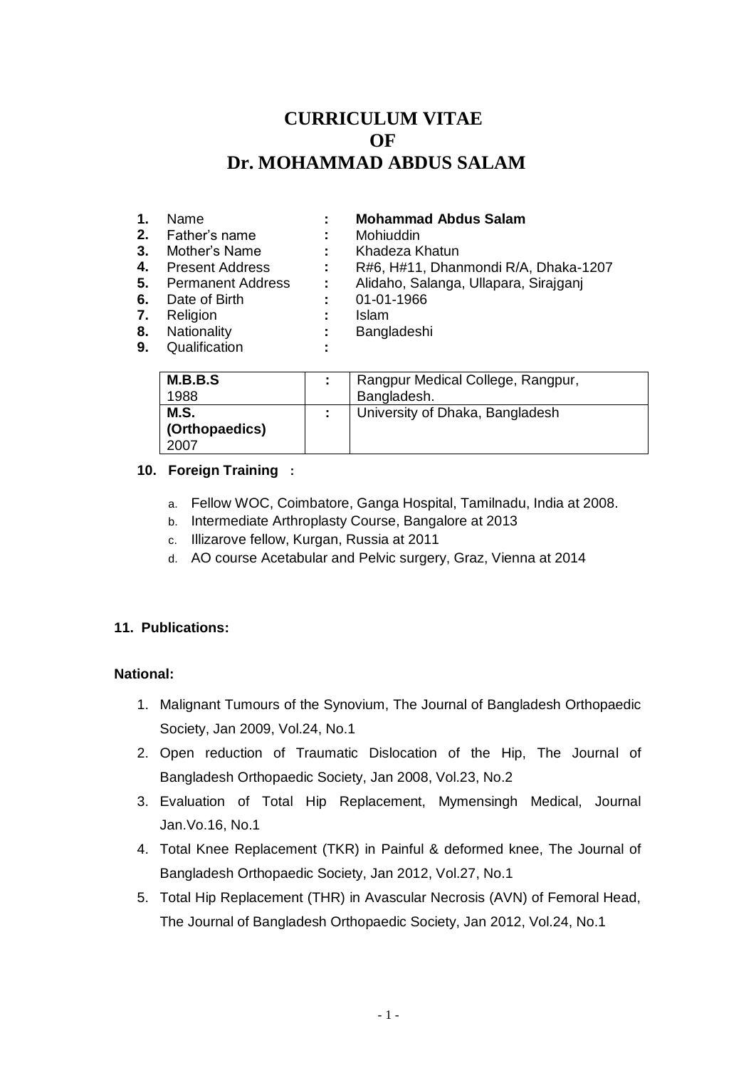# CURRICULUM VITAE
# OF
# Dr. MOHAMMAD ABDUS SALAM

| | | | |
|---|---|---|---|
| **1.** | Name | : | **Mohammad Abdus Salam** |
| **2.** | Father's name | : | Mohiuddin |
| **3.** | Mother's Name | : | Khadeza Khatun |
| **4.** | Present Address | : | R#6, H#11, Dhanmondi R/A, Dhaka-1207 |
| **5.** | Permanent Address | : | Alidaho, Salanga, Ullapara, Sirajganj |
| **6.** | Date of Birth | : | 01-01-1966 |
| **7.** | Religion | : | Islam |
| **8.** | Nationality | : | Bangladeshi |
| **9.** | Qualification | : | |

| | | |
|---|---|---|
| **M.B.B.S** 1988 | : | Rangpur Medical College, Rangpur, Bangladesh. |
| **M.S. (Orthopaedics)** 2007 | : | University of Dhaka, Bangladesh |

**10. Foreign Training :**

a. Fellow WOC, Coimbatore, Ganga Hospital, Tamilnadu, India at 2008.
b. Intermediate Arthroplasty Course, Bangalore at 2013
c. Illizarove fellow, Kurgan, Russia at 2011
d. AO course Acetabular and Pelvic surgery, Graz, Vienna at 2014

**11. Publications:**

**National:**

1. Malignant Tumours of the Synovium, The Journal of Bangladesh Orthopaedic Society, Jan 2009, Vol.24, No.1
2. Open reduction of Traumatic Dislocation of the Hip, The Journal of Bangladesh Orthopaedic Society, Jan 2008, Vol.23, No.2
3. Evaluation of Total Hip Replacement, Mymensingh Medical, Journal Jan.Vo.16, No.1
4. Total Knee Replacement (TKR) in Painful & deformed knee, The Journal of Bangladesh Orthopaedic Society, Jan 2012, Vol.27, No.1
5. Total Hip Replacement (THR) in Avascular Necrosis (AVN) of Femoral Head, The Journal of Bangladesh Orthopaedic Society, Jan 2012, Vol.24, No.1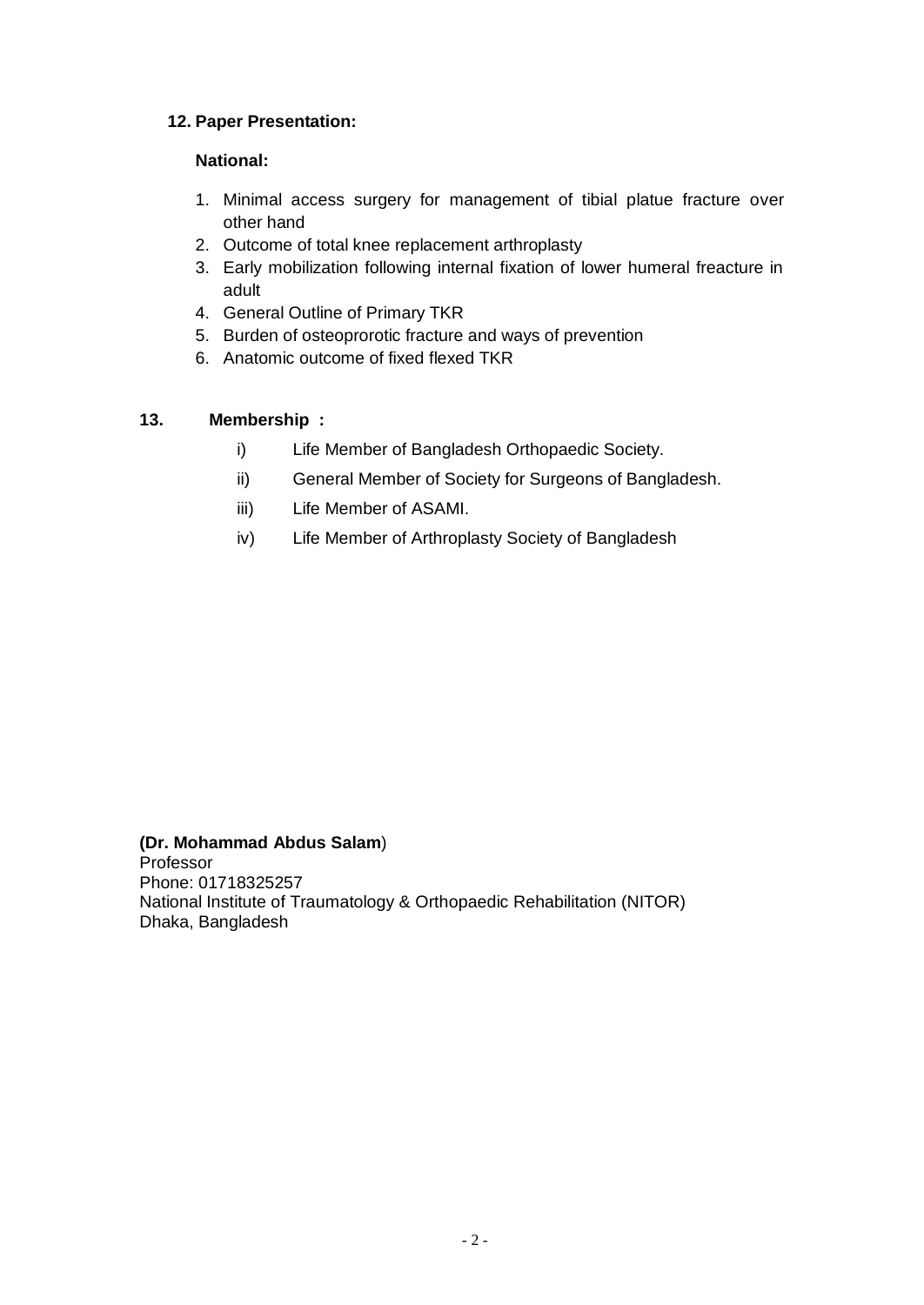**12. Paper Presentation:**

**National:**

1. Minimal access surgery for management of tibial platue fracture over other hand
2. Outcome of total knee replacement arthroplasty
3. Early mobilization following internal fixation of lower humeral freacture in adult
4. General Outline of Primary TKR
5. Burden of osteoprorotic fracture and ways of prevention
6. Anatomic outcome of fixed flexed TKR

**13. Membership :**

i) Life Member of Bangladesh Orthopaedic Society.

ii) General Member of Society for Surgeons of Bangladesh.

iii) Life Member of ASAMI.

iv) Life Member of Arthroplasty Society of Bangladesh

**(Dr. Mohammad Abdus Salam**)
Professor
Phone: 01718325257
National Institute of Traumatology & Orthopaedic Rehabilitation (NITOR)
Dhaka, Bangladesh